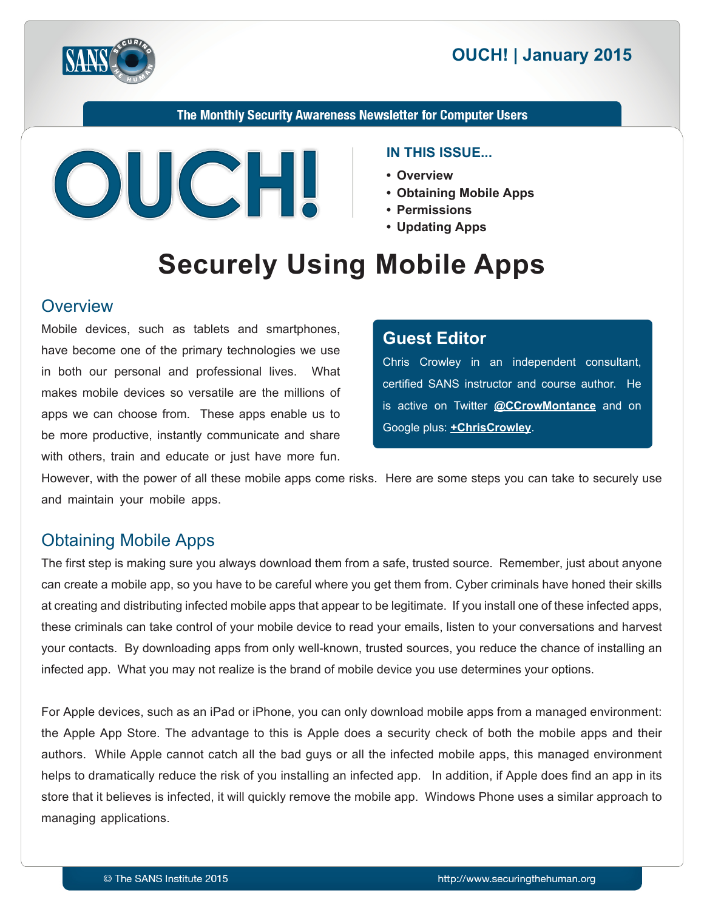# OUCH! | January 2015

The Monthly Security Awareness Newsletter for Computer Users

**IN THIS ISSUE...**

- **Overview**
- **Obtaining Mobile Apps**
- **Permissions**
- **Updating Apps**

# Securely Using Mobile Apps

## Guest Editor

Chris Crowley in an independent consultant, certified SANS instructor and course author. He is active on Twitter **@CCrowMontance** and on Google plus: **+ChrisCrowley**.

## Overview

Mobile devices, such as tablets and smartphones, have become one of the primary technologies we use in both our personal and professional lives. What makes mobile devices so versatile are the millions of apps we can choose from. These apps enable us to be more productive, instantly communicate and share with others, train and educate or just have more fun. However, with the power of all these mobile apps come risks. Here are some steps you can take to securely use and maintain your mobile apps.

## Obtaining Mobile Apps

The first step is making sure you always download them from a safe, trusted source. Remember, just about anyone can create a mobile app, so you have to be careful where you get them from. Cyber criminals have honed their skills at creating and distributing infected mobile apps that appear to be legitimate. If you install one of these infected apps, these criminals can take control of your mobile device to read your emails, listen to your conversations and harvest your contacts. By downloading apps from only well-known, trusted sources, you reduce the chance of installing an infected app. What you may not realize is the brand of mobile device you use determines your options.

For Apple devices, such as an iPad or iPhone, you can only download mobile apps from a managed environment: the Apple App Store. The advantage to this is Apple does a security check of both the mobile apps and their authors. While Apple cannot catch all the bad guys or all the infected mobile apps, this managed environment helps to dramatically reduce the risk of you installing an infected app. In addition, if Apple does find an app in its store that it believes is infected, it will quickly remove the mobile app. Windows Phone uses a similar approach to managing applications.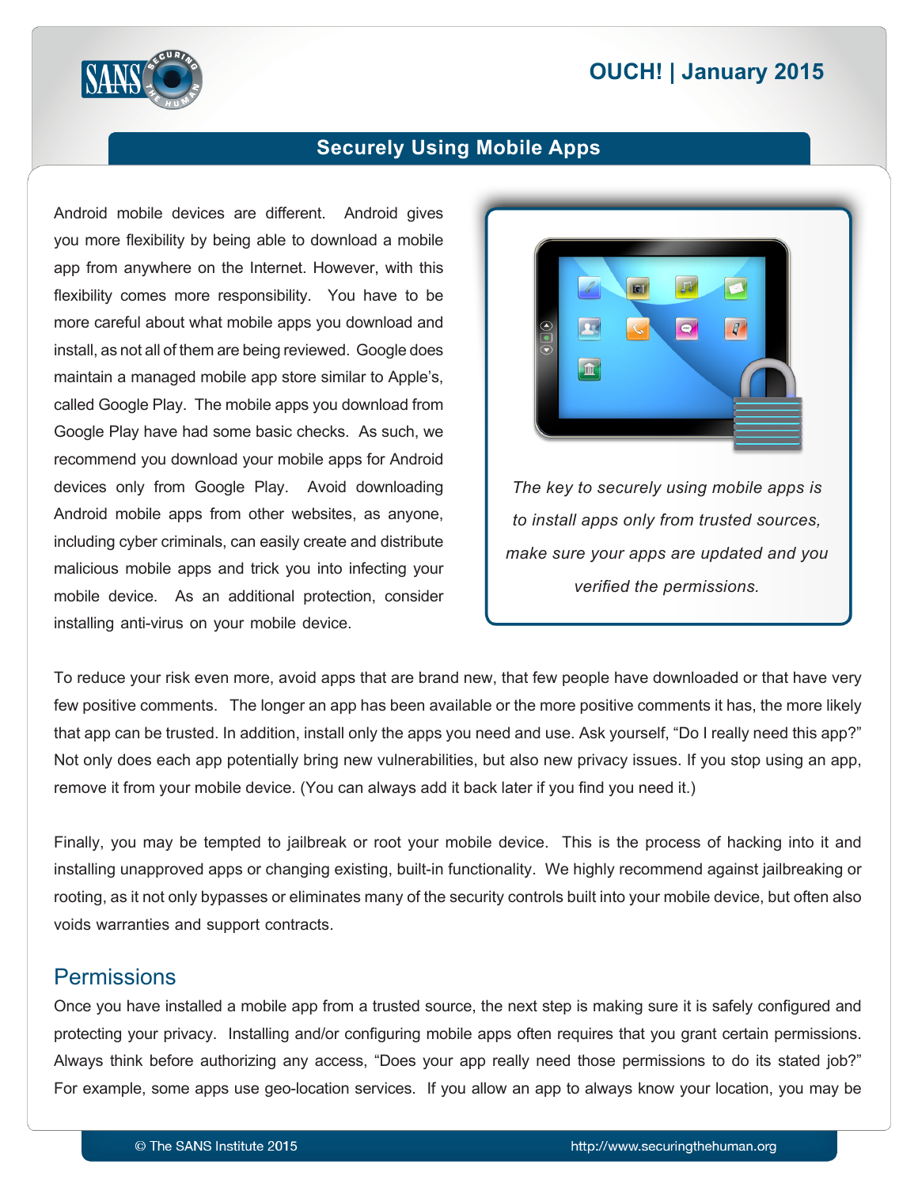Android mobile devices are different. Android gives you more flexibility by being able to download a mobile app from anywhere on the Internet. However, with this flexibility comes more responsibility. You have to be more careful about what mobile apps you download and install, as not all of them are being reviewed. Google does maintain a managed mobile app store similar to Apple's, called Google Play. The mobile apps you download from Google Play have had some basic checks. As such, we recommend you download your mobile apps for Android devices only from Google Play. Avoid downloading Android mobile apps from other websites, as anyone, including cyber criminals, can easily create and distribute malicious mobile apps and trick you into infecting your mobile device. As an additional protection, consider installing anti-virus on your mobile device.

*The key to securely using mobile apps is to install apps only from trusted sources, make sure your apps are updated and you verified the permissions.*

To reduce your risk even more, avoid apps that are brand new, that few people have downloaded or that have very few positive comments. The longer an app has been available or the more positive comments it has, the more likely that app can be trusted. In addition, install only the apps you need and use. Ask yourself, "Do I really need this app?" Not only does each app potentially bring new vulnerabilities, but also new privacy issues. If you stop using an app, remove it from your mobile device. (You can always add it back later if you find you need it.)

Finally, you may be tempted to jailbreak or root your mobile device. This is the process of hacking into it and installing unapproved apps or changing existing, built-in functionality. We highly recommend against jailbreaking or rooting, as it not only bypasses or eliminates many of the security controls built into your mobile device, but often also voids warranties and support contracts.

## Permissions

Once you have installed a mobile app from a trusted source, the next step is making sure it is safely configured and protecting your privacy. Installing and/or configuring mobile apps often requires that you grant certain permissions. Always think before authorizing any access, "Does your app really need those permissions to do its stated job?" For example, some apps use geo-location services. If you allow an app to always know your location, you may be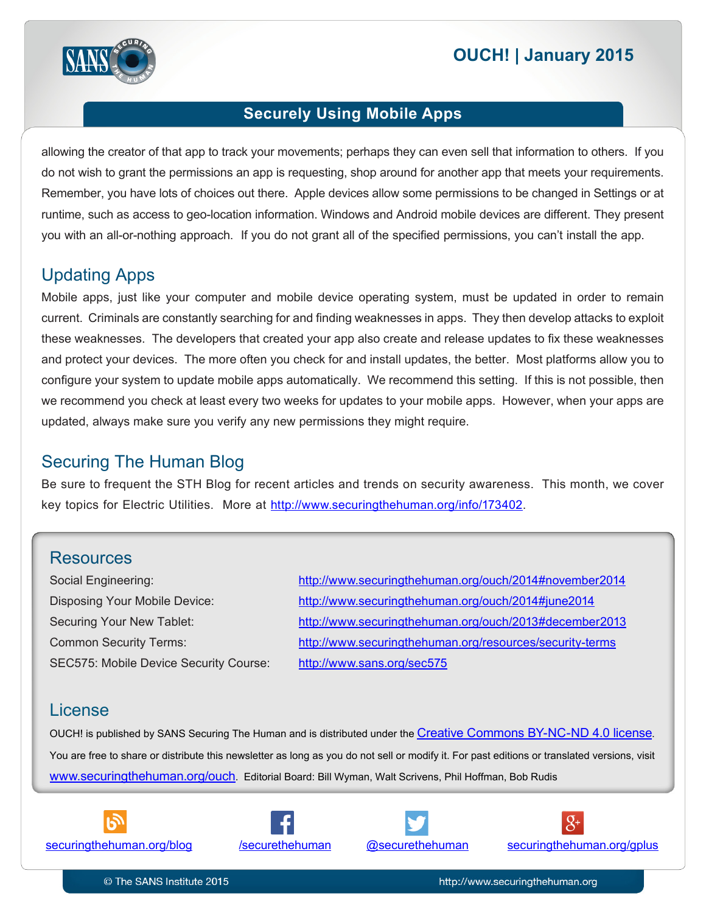allowing the creator of that app to track your movements; perhaps they can even sell that information to others. If you do not wish to grant the permissions an app is requesting, shop around for another app that meets your requirements. Remember, you have lots of choices out there. Apple devices allow some permissions to be changed in Settings or at runtime, such as access to geo-location information. Windows and Android mobile devices are different. They present you with an all-or-nothing approach. If you do not grant all of the specified permissions, you can't install the app.

## Updating Apps

Mobile apps, just like your computer and mobile device operating system, must be updated in order to remain current. Criminals are constantly searching for and finding weaknesses in apps. They then develop attacks to exploit these weaknesses. The developers that created your app also create and release updates to fix these weaknesses and protect your devices. The more often you check for and install updates, the better. Most platforms allow you to configure your system to update mobile apps automatically. We recommend this setting. If this is not possible, then we recommend you check at least every two weeks for updates to your mobile apps. However, when your apps are updated, always make sure you verify any new permissions they might require.

## Securing The Human Blog

Be sure to frequent the STH Blog for recent articles and trends on security awareness. This month, we cover key topics for Electric Utilities. More at http://www.securingthehuman.org/info/173402.

## Resources

| | |
|---|---|
| Social Engineering: | http://www.securingthehuman.org/ouch/2014#november2014 |
| Disposing Your Mobile Device: | http://www.securingthehuman.org/ouch/2014#june2014 |
| Securing Your New Tablet: | http://www.securingthehuman.org/ouch/2013#december2013 |
| Common Security Terms: | http://www.securingthehuman.org/resources/security-terms |
| SEC575: Mobile Device Security Course: | http://www.sans.org/sec575 |

## License

OUCH! is published by SANS Securing The Human and is distributed under the Creative Commons BY-NC-ND 4.0 license. You are free to share or distribute this newsletter as long as you do not sell or modify it. For past editions or translated versions, visit www.securingthehuman.org/ouch. Editorial Board: Bill Wyman, Walt Scrivens, Phil Hoffman, Bob Rudis

securingthehuman.org/blog /securethehuman @securethehuman securingthehuman.org/gplus